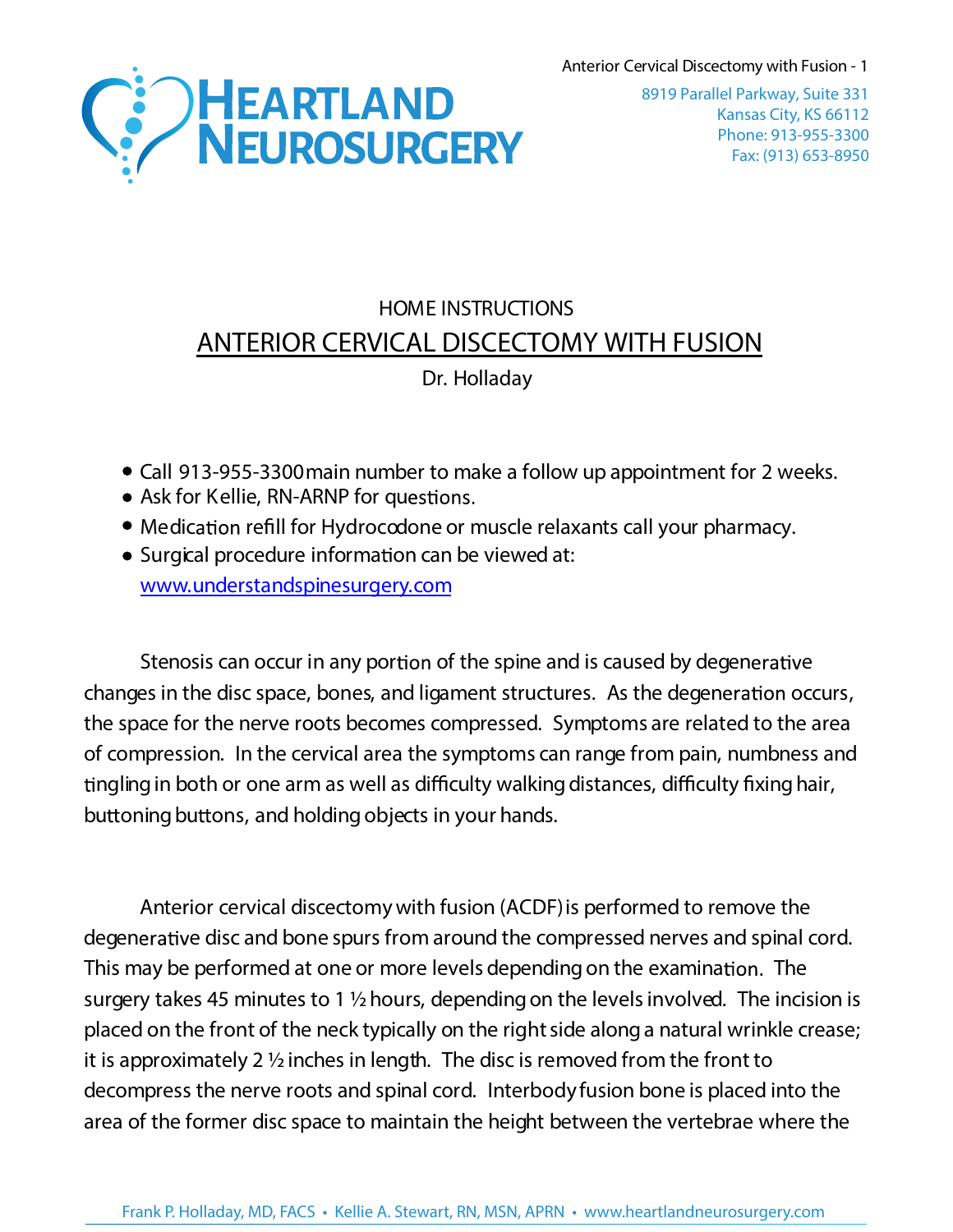HOME INSTRUCTIONS

# ANTERIOR CERVICAL DISCECTOMY WITH FUSION

Dr. Holladay

- Call 913-955-3300 main number to make a follow up appointment for 2 weeks.
- Ask for Kellie, RN-ARNP for questions.
- Medication refill for Hydrocodone or muscle relaxants call your pharmacy.
- Surgical procedure information can be viewed at: www.understandspinesurgery.com

Stenosis can occur in any portion of the spine and is caused by degenerative changes in the disc space, bones, and ligament structures. As the degeneration occurs, the space for the nerve roots becomes compressed. Symptoms are related to the area of compression. In the cervical area the symptoms can range from pain, numbness and tingling in both or one arm as well as difficulty walking distances, difficulty fixing hair, buttoning buttons, and holding objects in your hands.

Anterior cervical discectomy with fusion (ACDF) is performed to remove the degenerative disc and bone spurs from around the compressed nerves and spinal cord. This may be performed at one or more levels depending on the examination. The surgery takes 45 minutes to 1 ½ hours, depending on the levels involved. The incision is placed on the front of the neck typically on the right side along a natural wrinkle crease; it is approximately 2 ½ inches in length. The disc is removed from the front to decompress the nerve roots and spinal cord. Interbody fusion bone is placed into the area of the former disc space to maintain the height between the vertebrae where the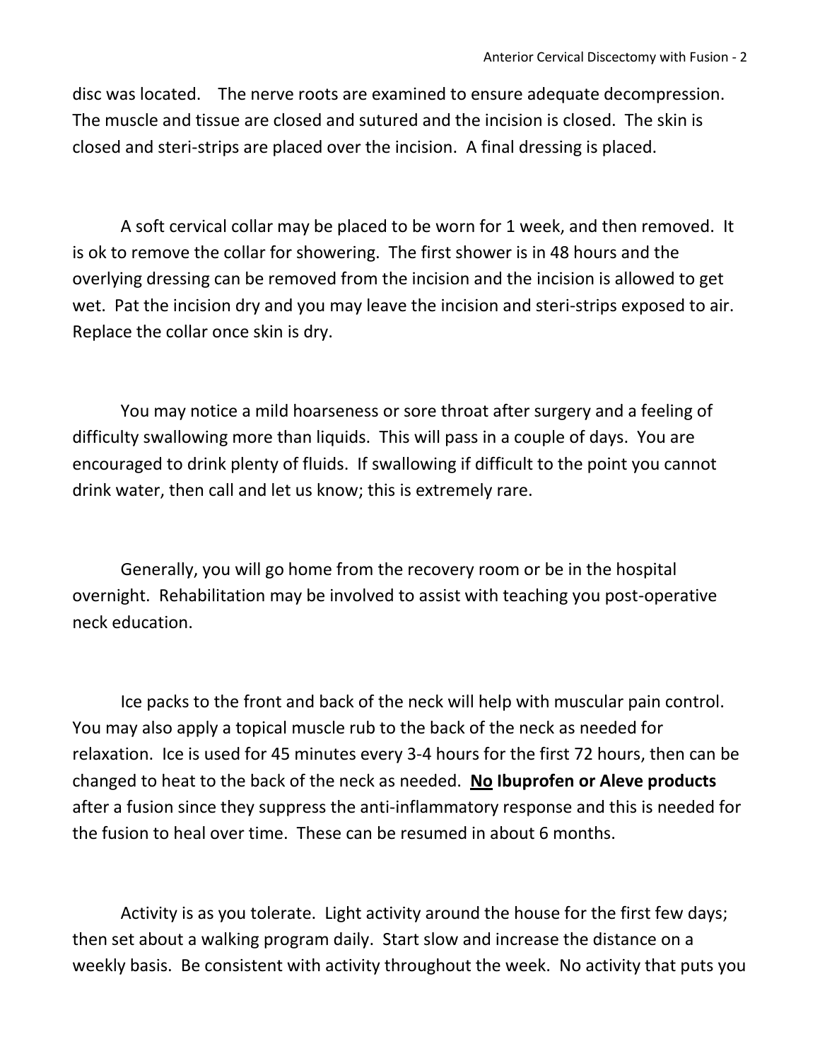disc was located. The nerve roots are examined to ensure adequate decompression. The muscle and tissue are closed and sutured and the incision is closed. The skin is closed and steri-strips are placed over the incision. A final dressing is placed.

A soft cervical collar may be placed to be worn for 1 week, and then removed. It is ok to remove the collar for showering. The first shower is in 48 hours and the overlying dressing can be removed from the incision and the incision is allowed to get wet. Pat the incision dry and you may leave the incision and steri-strips exposed to air. Replace the collar once skin is dry.

You may notice a mild hoarseness or sore throat after surgery and a feeling of difficulty swallowing more than liquids. This will pass in a couple of days. You are encouraged to drink plenty of fluids. If swallowing if difficult to the point you cannot drink water, then call and let us know; this is extremely rare.

Generally, you will go home from the recovery room or be in the hospital overnight. Rehabilitation may be involved to assist with teaching you post-operative neck education.

Ice packs to the front and back of the neck will help with muscular pain control. You may also apply a topical muscle rub to the back of the neck as needed for relaxation. Ice is used for 45 minutes every 3-4 hours for the first 72 hours, then can be changed to heat to the back of the neck as needed. **<u>No</u> Ibuprofen or Aleve products** after a fusion since they suppress the anti-inflammatory response and this is needed for the fusion to heal over time. These can be resumed in about 6 months.

Activity is as you tolerate. Light activity around the house for the first few days; then set about a walking program daily. Start slow and increase the distance on a weekly basis. Be consistent with activity throughout the week. No activity that puts you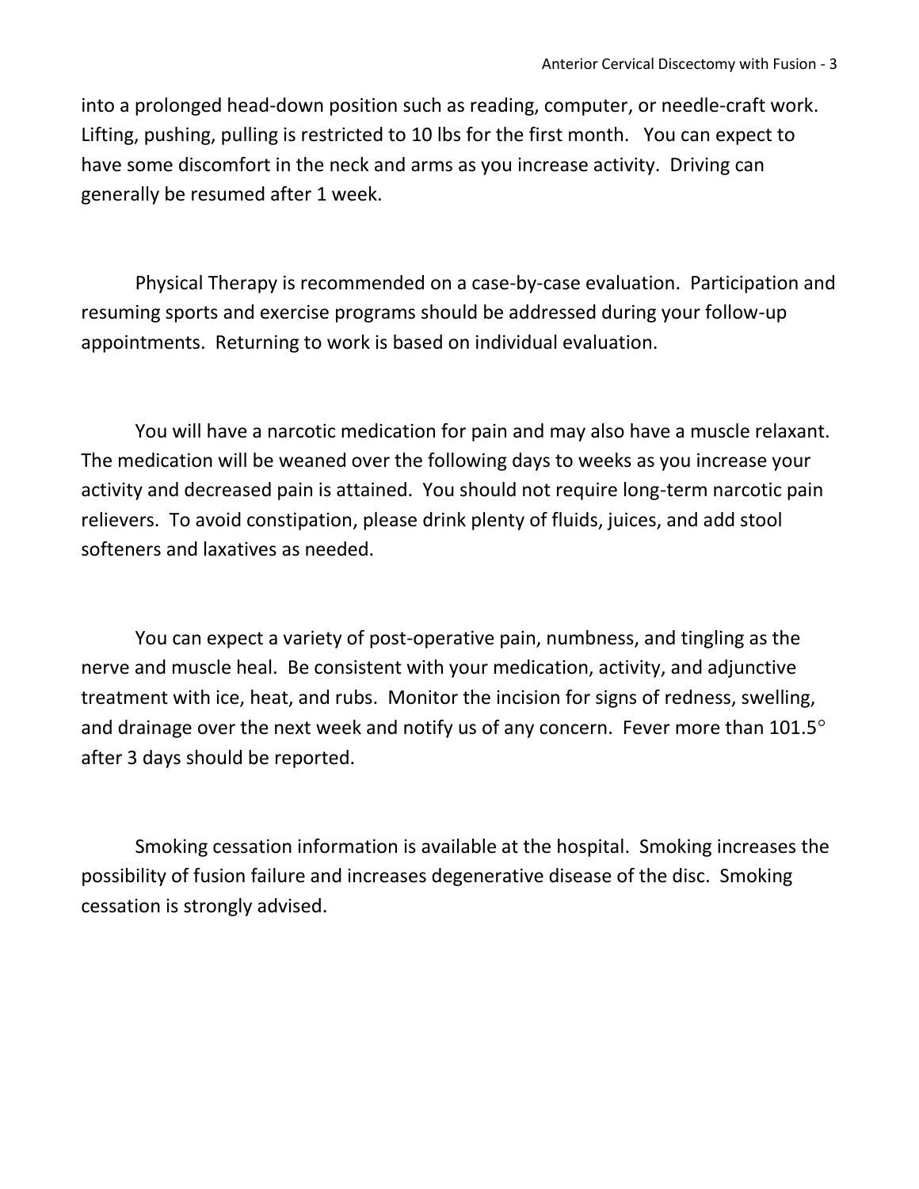into a prolonged head-down position such as reading, computer, or needle-craft work. Lifting, pushing, pulling is restricted to 10 lbs for the first month. You can expect to have some discomfort in the neck and arms as you increase activity. Driving can generally be resumed after 1 week.

Physical Therapy is recommended on a case-by-case evaluation. Participation and resuming sports and exercise programs should be addressed during your follow-up appointments. Returning to work is based on individual evaluation.

You will have a narcotic medication for pain and may also have a muscle relaxant. The medication will be weaned over the following days to weeks as you increase your activity and decreased pain is attained. You should not require long-term narcotic pain relievers. To avoid constipation, please drink plenty of fluids, juices, and add stool softeners and laxatives as needed.

You can expect a variety of post-operative pain, numbness, and tingling as the nerve and muscle heal. Be consistent with your medication, activity, and adjunctive treatment with ice, heat, and rubs. Monitor the incision for signs of redness, swelling, and drainage over the next week and notify us of any concern. Fever more than 101.5° after 3 days should be reported.

Smoking cessation information is available at the hospital. Smoking increases the possibility of fusion failure and increases degenerative disease of the disc. Smoking cessation is strongly advised.